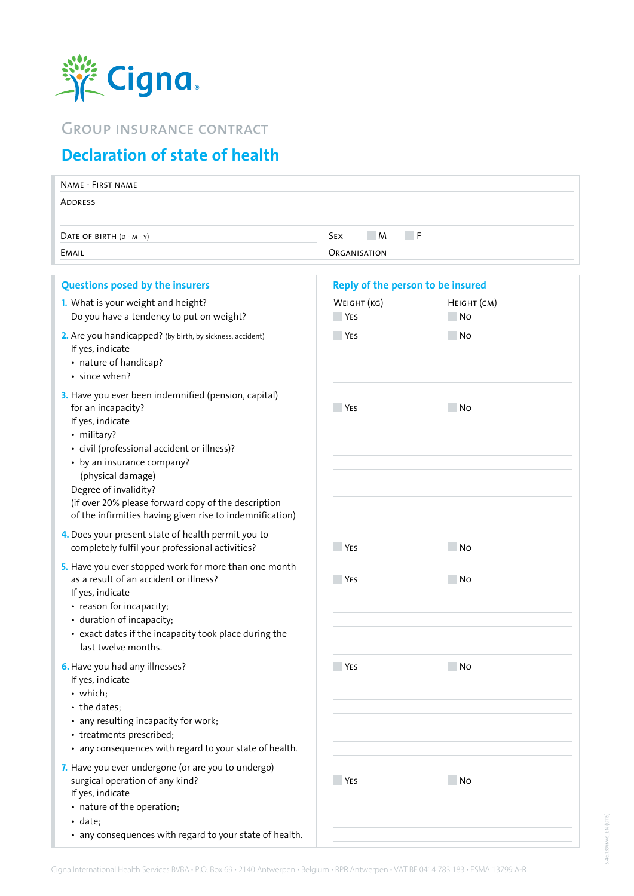Cigna

GROUP INSURANCE CONTRACT

# Declaration of state of health

| | |
|---|---|
| NAME - FIRST NAME | |
| ADDRESS | |
| DATE OF BIRTH (D - M - Y) | SEX ☐ M ☐ F |
| EMAIL | ORGANISATION |

| Questions posed by the insurers | Reply of the person to be insured | |
|---|---|---|
| **1.** What is your weight and height? | WEIGHT (KG) | HEIGHT (CM) |
| Do you have a tendency to put on weight? | ☐ YES | ☐ NO |
| **2.** Are you handicapped? (by birth, by sickness, accident)<br>If yes, indicate<br>• nature of handicap?<br>• since when? | ☐ YES | ☐ NO |
| **3.** Have you ever been indemnified (pension, capital) for an incapacity?<br>If yes, indicate<br>• military?<br>• civil (professional accident or illness)?<br>• by an insurance company? (physical damage)<br>Degree of invalidity?<br>(if over 20% please forward copy of the description of the infirmities having given rise to indemnification) | ☐ YES | ☐ NO |
| **4.** Does your present state of health permit you to completely fulfil your professional activities? | ☐ YES | ☐ NO |
| **5.** Have you ever stopped work for more than one month as a result of an accident or illness?<br>If yes, indicate<br>• reason for incapacity;<br>• duration of incapacity;<br>• exact dates if the incapacity took place during the last twelve months. | ☐ YES | ☐ NO |
| **6.** Have you had any illnesses?<br>If yes, indicate<br>• which;<br>• the dates;<br>• any resulting incapacity for work;<br>• treatments prescribed;<br>• any consequences with regard to your state of health. | ☐ YES | ☐ NO |
| **7.** Have you ever undergone (or are you to undergo) surgical operation of any kind?<br>If yes, indicate<br>• nature of the operation;<br>• date;<br>• any consequences with regard to your state of health. | ☐ YES | ☐ NO |

Cigna International Health Services BVBA • P.O. Box 69 • 2140 Antwerpen • Belgium • RPR Antwerpen • VAT BE 0414 783 183 • FSMA 13799 A-R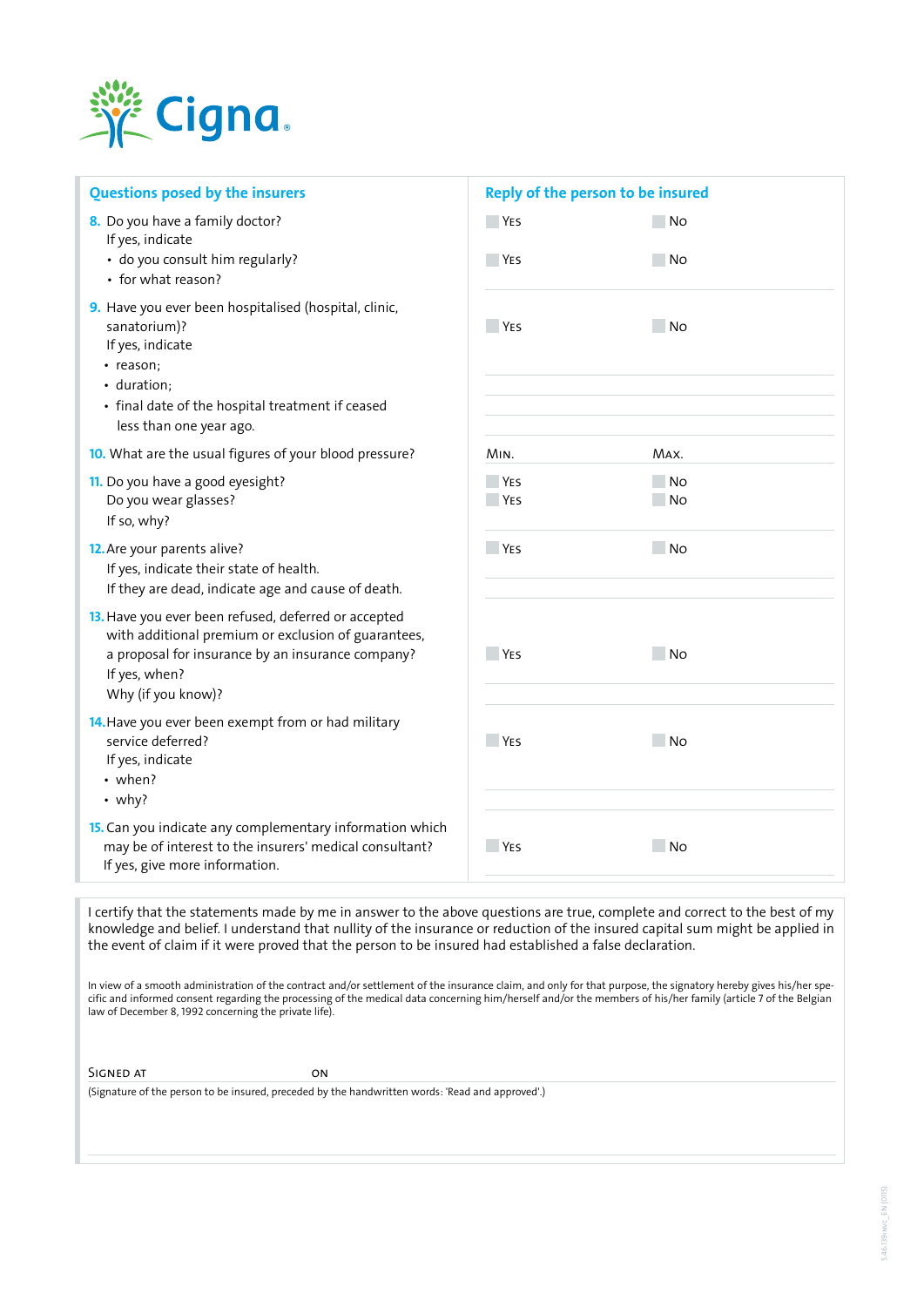Cigna

| Questions posed by the insurers | Reply of the person to be insured | |
|---|---|---|
| **8.** Do you have a family doctor?<br>If yes, indicate<br>• do you consult him regularly?<br>• for what reason? | Yes<br><br>Yes | No<br><br>No |
| **9.** Have you ever been hospitalised (hospital, clinic, sanatorium)?<br>If yes, indicate<br>• reason;<br>• duration;<br>• final date of the hospital treatment if ceased less than one year ago. | Yes | No |
| **10.** What are the usual figures of your blood pressure? | Min. | Max. |
| **11.** Do you have a good eyesight?<br>Do you wear glasses?<br>If so, why? | Yes<br>Yes | No<br>No |
| **12.** Are your parents alive?<br>If yes, indicate their state of health.<br>If they are dead, indicate age and cause of death. | Yes | No |
| **13.** Have you ever been refused, deferred or accepted with additional premium or exclusion of guarantees, a proposal for insurance by an insurance company?<br>If yes, when?<br>Why (if you know)? | Yes | No |
| **14.** Have you ever been exempt from or had military service deferred?<br>If yes, indicate<br>• when?<br>• why? | Yes | No |
| **15.** Can you indicate any complementary information which may be of interest to the insurers' medical consultant?<br>If yes, give more information. | Yes | No |

I certify that the statements made by me in answer to the above questions are true, complete and correct to the best of my knowledge and belief. I understand that nullity of the insurance or reduction of the insured capital sum might be applied in the event of claim if it were proved that the person to be insured had established a false declaration.

In view of a smooth administration of the contract and/or settlement of the insurance claim, and only for that purpose, the signatory hereby gives his/her specific and informed consent regarding the processing of the medical data concerning him/herself and/or the members of his/her family (article 7 of the Belgian law of December 8, 1992 concerning the private life).

Signed at ON

(Signature of the person to be insured, preceded by the handwritten words: 'Read and approved'.)

546139IWC_EN (0115)